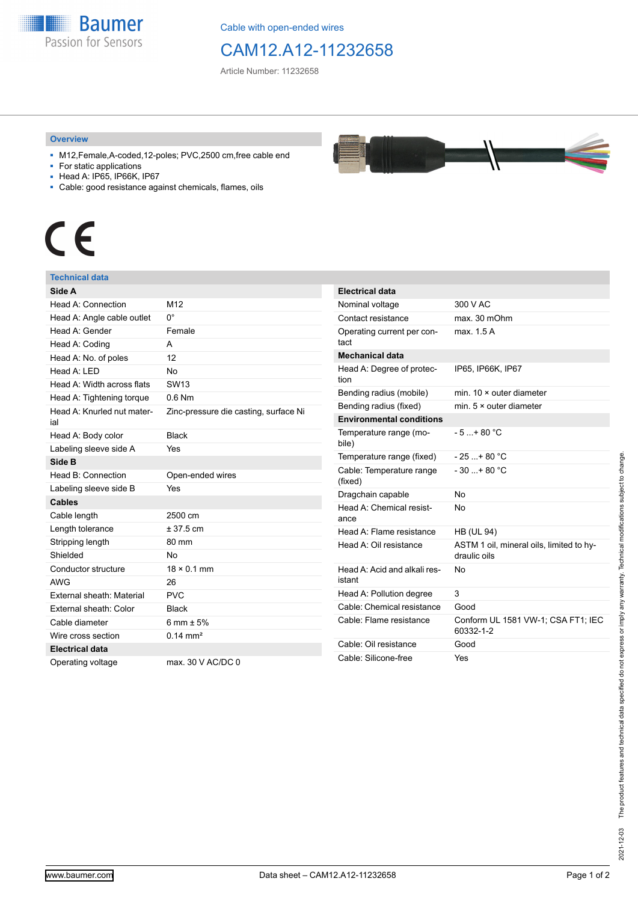Baumer
Passion for Sensors

Cable with open-ended wires

# CAM12.A12-11232658

Article Number: 11232658

## Overview

- M12,Female,A-coded,12-poles; PVC,2500 cm,free cable end
- For static applications
- Head A: IP65, IP66K, IP67
- Cable: good resistance against chemicals, flames, oils

CE

## Technical data

| **Side A** | |
|---|---|
| Head A: Connection | M12 |
| Head A: Angle cable outlet | 0° |
| Head A: Gender | Female |
| Head A: Coding | A |
| Head A: No. of poles | 12 |
| Head A: LED | No |
| Head A: Width across flats | SW13 |
| Head A: Tightening torque | 0.6 Nm |
| Head A: Knurled nut material | Zinc-pressure die casting, surface Ni |
| Head A: Body color | Black |
| Labeling sleeve side A | Yes |
| **Side B** | |
| Head B: Connection | Open-ended wires |
| Labeling sleeve side B | Yes |
| **Cables** | |
| Cable length | 2500 cm |
| Length tolerance | ± 37.5 cm |
| Stripping length | 80 mm |
| Shielded | No |
| Conductor structure | 18 × 0.1 mm |
| AWG | 26 |
| External sheath: Material | PVC |
| External sheath: Color | Black |
| Cable diameter | 6 mm ± 5% |
| Wire cross section | 0.14 mm² |
| **Electrical data** | |
| Operating voltage | max. 30 V AC/DC 0 |

| **Electrical data** | |
|---|---|
| Nominal voltage | 300 V AC |
| Contact resistance | max. 30 mOhm |
| Operating current per contact | max. 1.5 A |
| **Mechanical data** | |
| Head A: Degree of protection | IP65, IP66K, IP67 |
| Bending radius (mobile) | min. 10 × outer diameter |
| Bending radius (fixed) | min. 5 × outer diameter |
| **Environmental conditions** | |
| Temperature range (mobile) | - 5 ...+ 80 °C |
| Temperature range (fixed) | - 25 ...+ 80 °C |
| Cable: Temperature range (fixed) | - 30 ...+ 80 °C |
| Dragchain capable | No |
| Head A: Chemical resistance | No |
| Head A: Flame resistance | HB (UL 94) |
| Head A: Oil resistance | ASTM 1 oil, mineral oils, limited to hydraulic oils |
| Head A: Acid and alkali resistant | No |
| Head A: Pollution degree | 3 |
| Cable: Chemical resistance | Good |
| Cable: Flame resistance | Conform UL 1581 VW-1; CSA FT1; IEC 60332-1-2 |
| Cable: Oil resistance | Good |
| Cable: Silicone-free | Yes |

2021-12-03 The product features and technical data specified do not express or imply any warranty. Technical modifications subject to change.

www.baumer.com Data sheet – CAM12.A12-11232658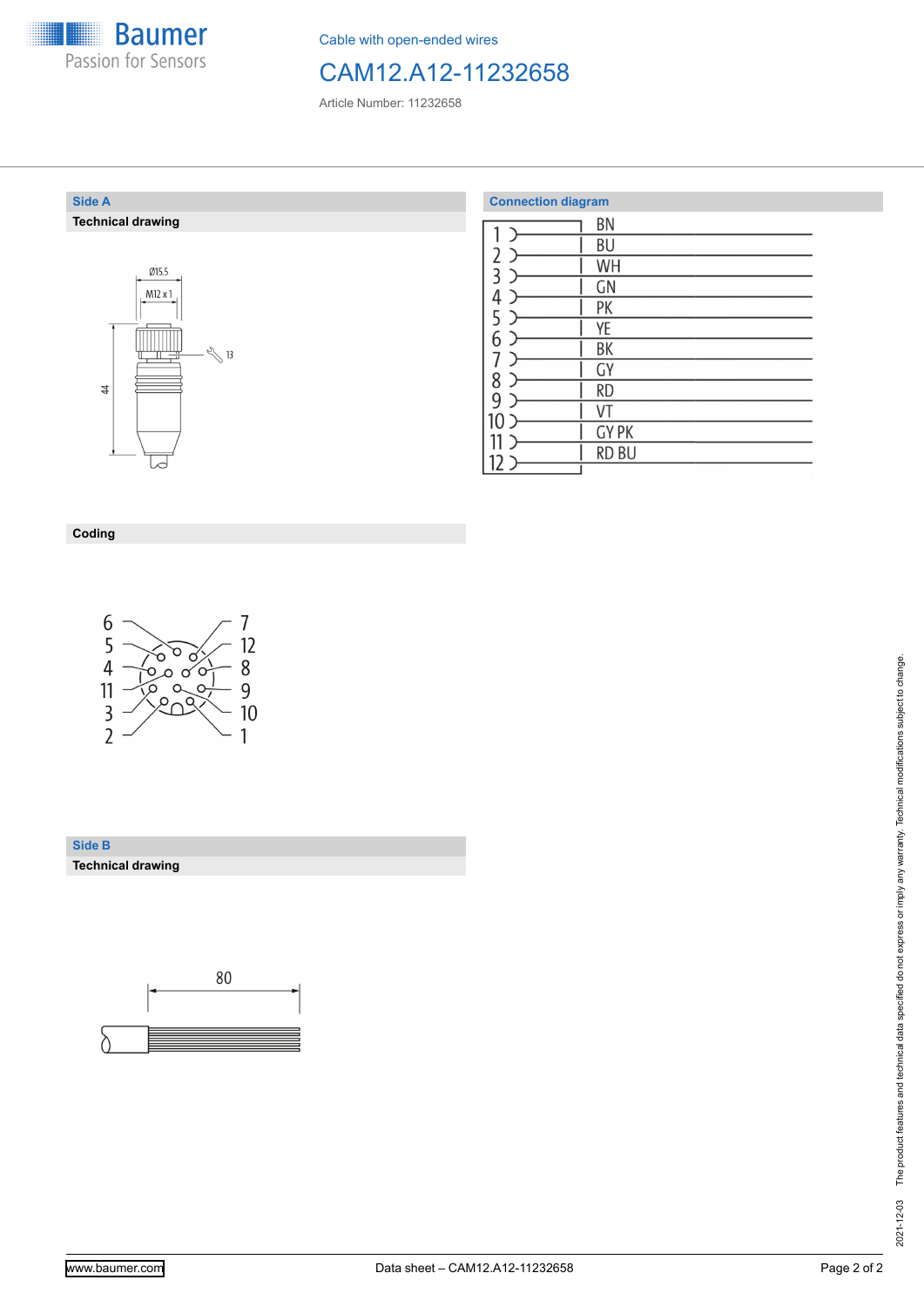Cable with open-ended wires

# CAM12.A12-11232658

Article Number: 11232658

## Side A

### Technical drawing

Ø15.5

M12 x 1

13

44

## Connection diagram

| Pin | Wire color |
|---|---|
| 1 | BN |
| 2 | BU |
| 3 | WH |
| 4 | GN |
| 5 | PK |
| 6 | YE |
| 7 | BK |
| 8 | GY |
| 9 | RD |
| 10 | VT |
| 11 | GY PK |
| 12 | RD BU |

### Coding

6
5
4
11
3
2

7
12
8
9
10
1

## Side B

### Technical drawing

80

2021-12-03 The product features and technical data specified do not express or imply any warranty. Technical modifications subject to change.

www.baumer.com

Data sheet – CAM12.A12-11232658